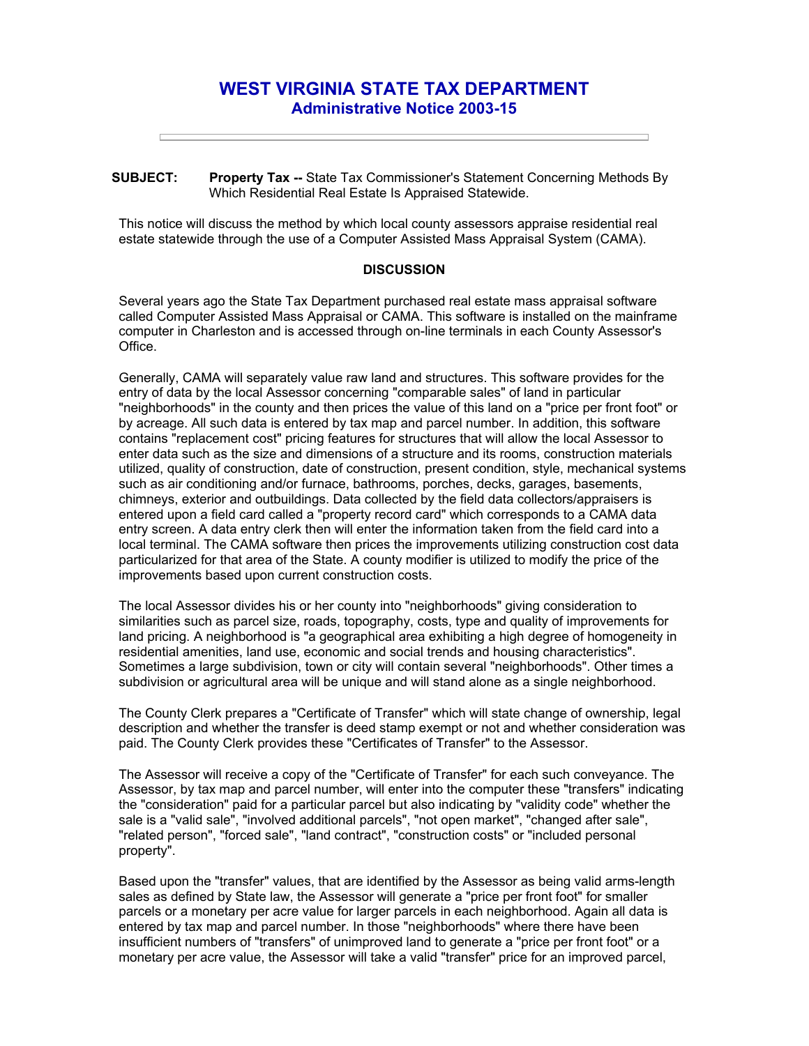# WEST VIRGINIA STATE TAX DEPARTMENT
## Administrative Notice 2003-15

---

**SUBJECT:** **Property Tax --** State Tax Commissioner's Statement Concerning Methods By Which Residential Real Estate Is Appraised Statewide.

This notice will discuss the method by which local county assessors appraise residential real estate statewide through the use of a Computer Assisted Mass Appraisal System (CAMA).

**DISCUSSION**

Several years ago the State Tax Department purchased real estate mass appraisal software called Computer Assisted Mass Appraisal or CAMA. This software is installed on the mainframe computer in Charleston and is accessed through on-line terminals in each County Assessor's Office.

Generally, CAMA will separately value raw land and structures. This software provides for the entry of data by the local Assessor concerning "comparable sales" of land in particular "neighborhoods" in the county and then prices the value of this land on a "price per front foot" or by acreage. All such data is entered by tax map and parcel number. In addition, this software contains "replacement cost" pricing features for structures that will allow the local Assessor to enter data such as the size and dimensions of a structure and its rooms, construction materials utilized, quality of construction, date of construction, present condition, style, mechanical systems such as air conditioning and/or furnace, bathrooms, porches, decks, garages, basements, chimneys, exterior and outbuildings. Data collected by the field data collectors/appraisers is entered upon a field card called a "property record card" which corresponds to a CAMA data entry screen. A data entry clerk then will enter the information taken from the field card into a local terminal. The CAMA software then prices the improvements utilizing construction cost data particularized for that area of the State. A county modifier is utilized to modify the price of the improvements based upon current construction costs.

The local Assessor divides his or her county into "neighborhoods" giving consideration to similarities such as parcel size, roads, topography, costs, type and quality of improvements for land pricing. A neighborhood is "a geographical area exhibiting a high degree of homogeneity in residential amenities, land use, economic and social trends and housing characteristics". Sometimes a large subdivision, town or city will contain several "neighborhoods". Other times a subdivision or agricultural area will be unique and will stand alone as a single neighborhood.

The County Clerk prepares a "Certificate of Transfer" which will state change of ownership, legal description and whether the transfer is deed stamp exempt or not and whether consideration was paid. The County Clerk provides these "Certificates of Transfer" to the Assessor.

The Assessor will receive a copy of the "Certificate of Transfer" for each such conveyance. The Assessor, by tax map and parcel number, will enter into the computer these "transfers" indicating the "consideration" paid for a particular parcel but also indicating by "validity code" whether the sale is a "valid sale", "involved additional parcels", "not open market", "changed after sale", "related person", "forced sale", "land contract", "construction costs" or "included personal property".

Based upon the "transfer" values, that are identified by the Assessor as being valid arms-length sales as defined by State law, the Assessor will generate a "price per front foot" for smaller parcels or a monetary per acre value for larger parcels in each neighborhood. Again all data is entered by tax map and parcel number. In those "neighborhoods" where there have been insufficient numbers of "transfers" of unimproved land to generate a "price per front foot" or a monetary per acre value, the Assessor will take a valid "transfer" price for an improved parcel,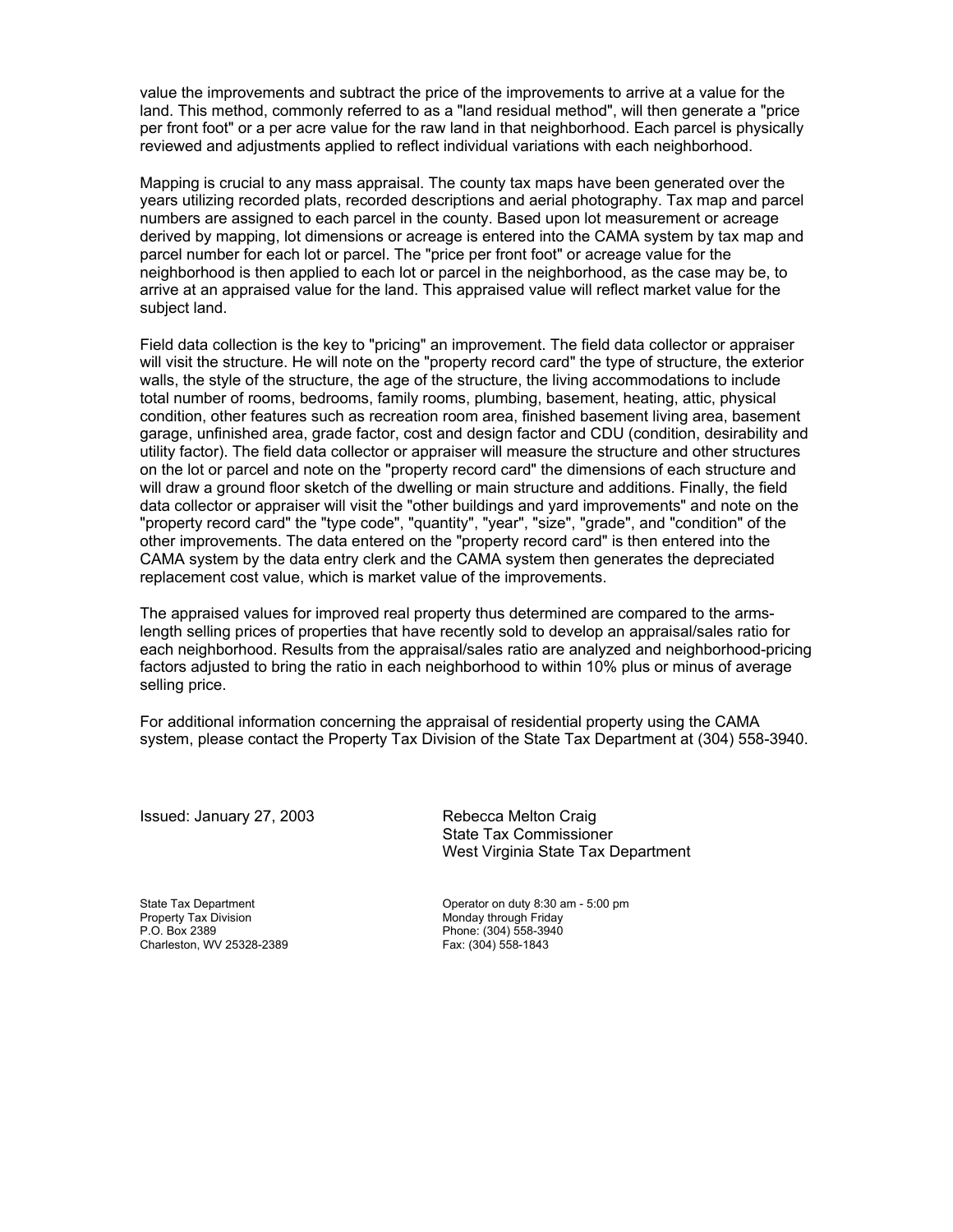value the improvements and subtract the price of the improvements to arrive at a value for the land. This method, commonly referred to as a "land residual method", will then generate a "price per front foot" or a per acre value for the raw land in that neighborhood. Each parcel is physically reviewed and adjustments applied to reflect individual variations with each neighborhood.

Mapping is crucial to any mass appraisal. The county tax maps have been generated over the years utilizing recorded plats, recorded descriptions and aerial photography. Tax map and parcel numbers are assigned to each parcel in the county. Based upon lot measurement or acreage derived by mapping, lot dimensions or acreage is entered into the CAMA system by tax map and parcel number for each lot or parcel. The "price per front foot" or acreage value for the neighborhood is then applied to each lot or parcel in the neighborhood, as the case may be, to arrive at an appraised value for the land. This appraised value will reflect market value for the subject land.

Field data collection is the key to "pricing" an improvement. The field data collector or appraiser will visit the structure. He will note on the "property record card" the type of structure, the exterior walls, the style of the structure, the age of the structure, the living accommodations to include total number of rooms, bedrooms, family rooms, plumbing, basement, heating, attic, physical condition, other features such as recreation room area, finished basement living area, basement garage, unfinished area, grade factor, cost and design factor and CDU (condition, desirability and utility factor). The field data collector or appraiser will measure the structure and other structures on the lot or parcel and note on the "property record card" the dimensions of each structure and will draw a ground floor sketch of the dwelling or main structure and additions. Finally, the field data collector or appraiser will visit the "other buildings and yard improvements" and note on the "property record card" the "type code", "quantity", "year", "size", "grade", and "condition" of the other improvements. The data entered on the "property record card" is then entered into the CAMA system by the data entry clerk and the CAMA system then generates the depreciated replacement cost value, which is market value of the improvements.

The appraised values for improved real property thus determined are compared to the arms-length selling prices of properties that have recently sold to develop an appraisal/sales ratio for each neighborhood. Results from the appraisal/sales ratio are analyzed and neighborhood-pricing factors adjusted to bring the ratio in each neighborhood to within 10% plus or minus of average selling price.

For additional information concerning the appraisal of residential property using the CAMA system, please contact the Property Tax Division of the State Tax Department at (304) 558-3940.

Issued: January 27, 2003

Rebecca Melton Craig
State Tax Commissioner
West Virginia State Tax Department

State Tax Department
Property Tax Division
P.O. Box 2389
Charleston, WV 25328-2389

Operator on duty 8:30 am - 5:00 pm
Monday through Friday
Phone: (304) 558-3940
Fax: (304) 558-1843